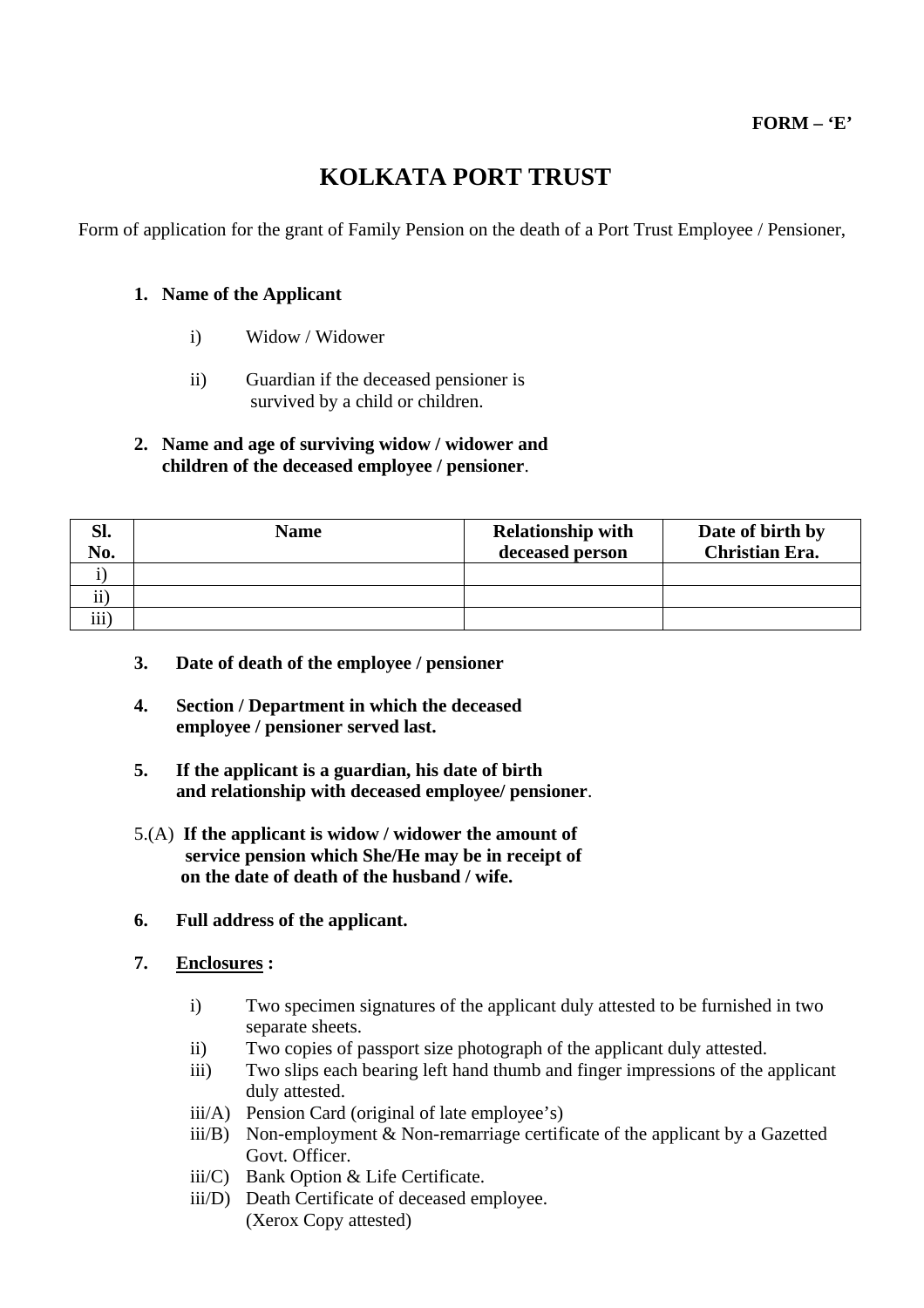**FORM – 'E'**

# KOLKATA PORT TRUST

Form of application for the grant of Family Pension on the death of a Port Trust Employee / Pensioner,

1. **Name of the Applicant**

   i) Widow / Widower

   ii) Guardian if the deceased pensioner is survived by a child or children.

2. **Name and age of surviving widow / widower and children of the deceased employee / pensioner**.

| Sl. No. | Name | Relationship with deceased person | Date of birth by Christian Era. |
|---|---|---|---|
| i) | | | |
| ii) | | | |
| iii) | | | |

3. **Date of death of the employee / pensioner**

4. **Section / Department in which the deceased employee / pensioner served last.**

5. **If the applicant is a guardian, his date of birth and relationship with deceased employee/ pensioner**.

5.(A) **If the applicant is widow / widower the amount of service pension which She/He may be in receipt of on the date of death of the husband / wife.**

6. **Full address of the applicant.**

7. **Enclosures :**

   i) Two specimen signatures of the applicant duly attested to be furnished in two separate sheets.

   ii) Two copies of passport size photograph of the applicant duly attested.

   iii) Two slips each bearing left hand thumb and finger impressions of the applicant duly attested.

   iii/A) Pension Card (original of late employee's)

   iii/B) Non-employment & Non-remarriage certificate of the applicant by a Gazetted Govt. Officer.

   iii/C) Bank Option & Life Certificate.

   iii/D) Death Certificate of deceased employee. (Xerox Copy attested)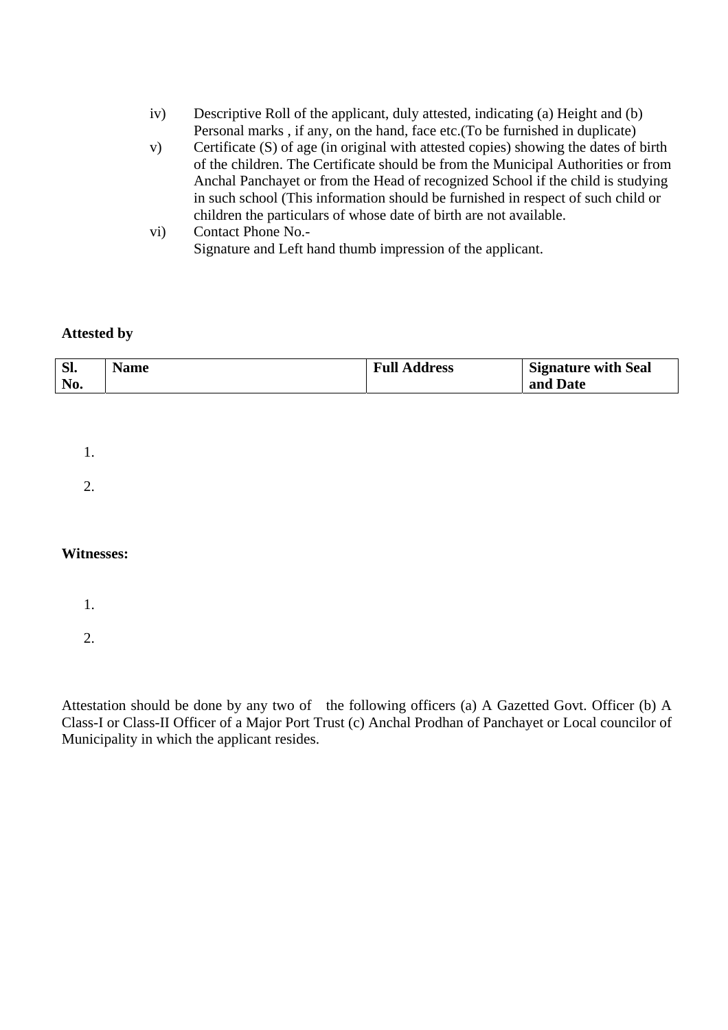iv) Descriptive Roll of the applicant, duly attested, indicating (a) Height and (b) Personal marks , if any, on the hand, face etc.(To be furnished in duplicate)

v) Certificate (S) of age (in original with attested copies) showing the dates of birth of the children. The Certificate should be from the Municipal Authorities or from Anchal Panchayet or from the Head of recognized School if the child is studying in such school (This information should be furnished in respect of such child or children the particulars of whose date of birth are not available.

vi) Contact Phone No.-

Signature and Left hand thumb impression of the applicant.

**Attested by**

| **Sl. No.** | **Name** | **Full Address** | **Signature with Seal and Date** |
|---|---|---|---|

1.

2.

**Witnesses:**

1.

2.

Attestation should be done by any two of the following officers (a) A Gazetted Govt. Officer (b) A Class-I or Class-II Officer of a Major Port Trust (c) Anchal Prodhan of Panchayet or Local councilor of Municipality in which the applicant resides.